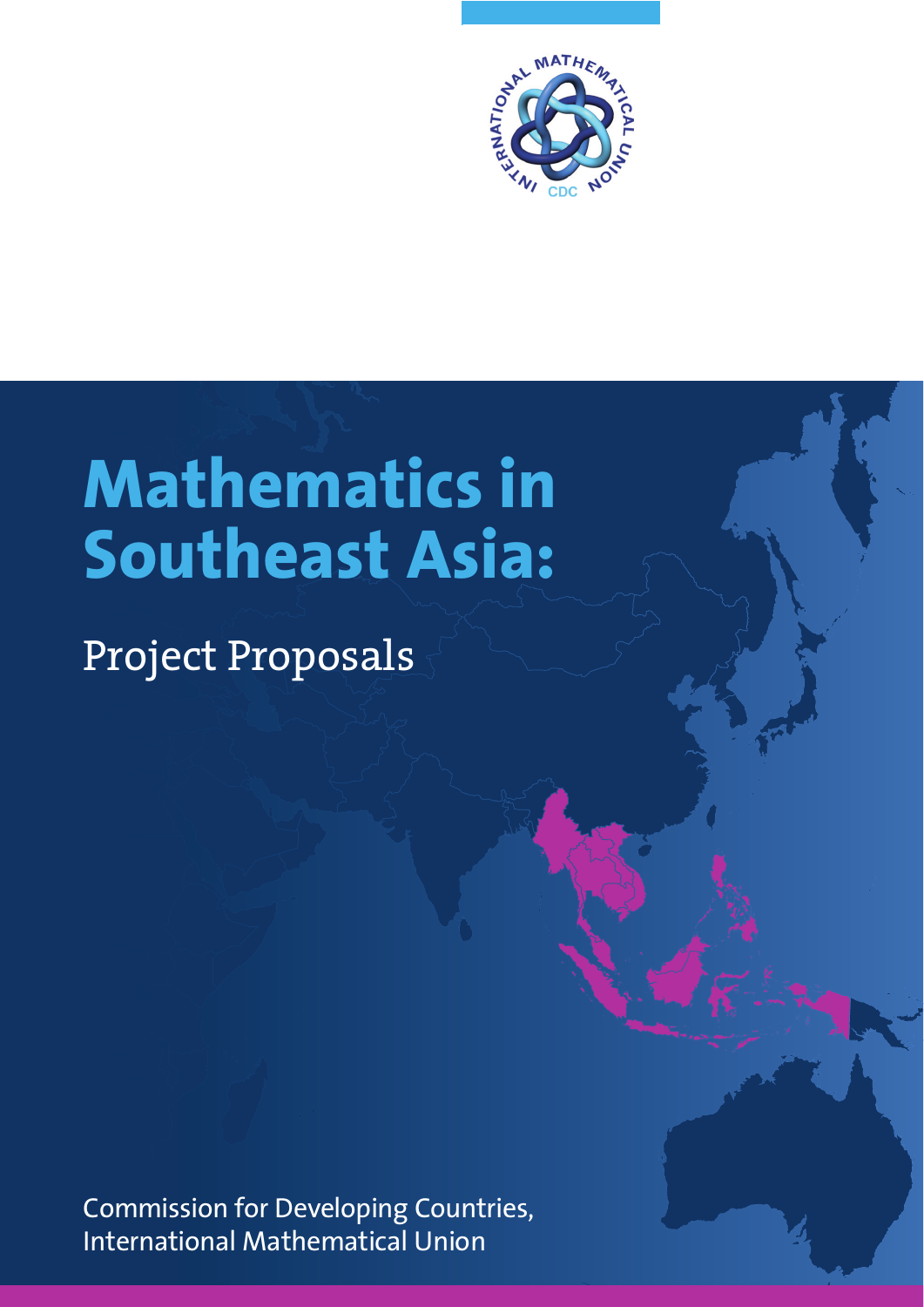# Mathematics in Southeast Asia:

## Project Proposals

Commission for Developing Countries, International Mathematical Union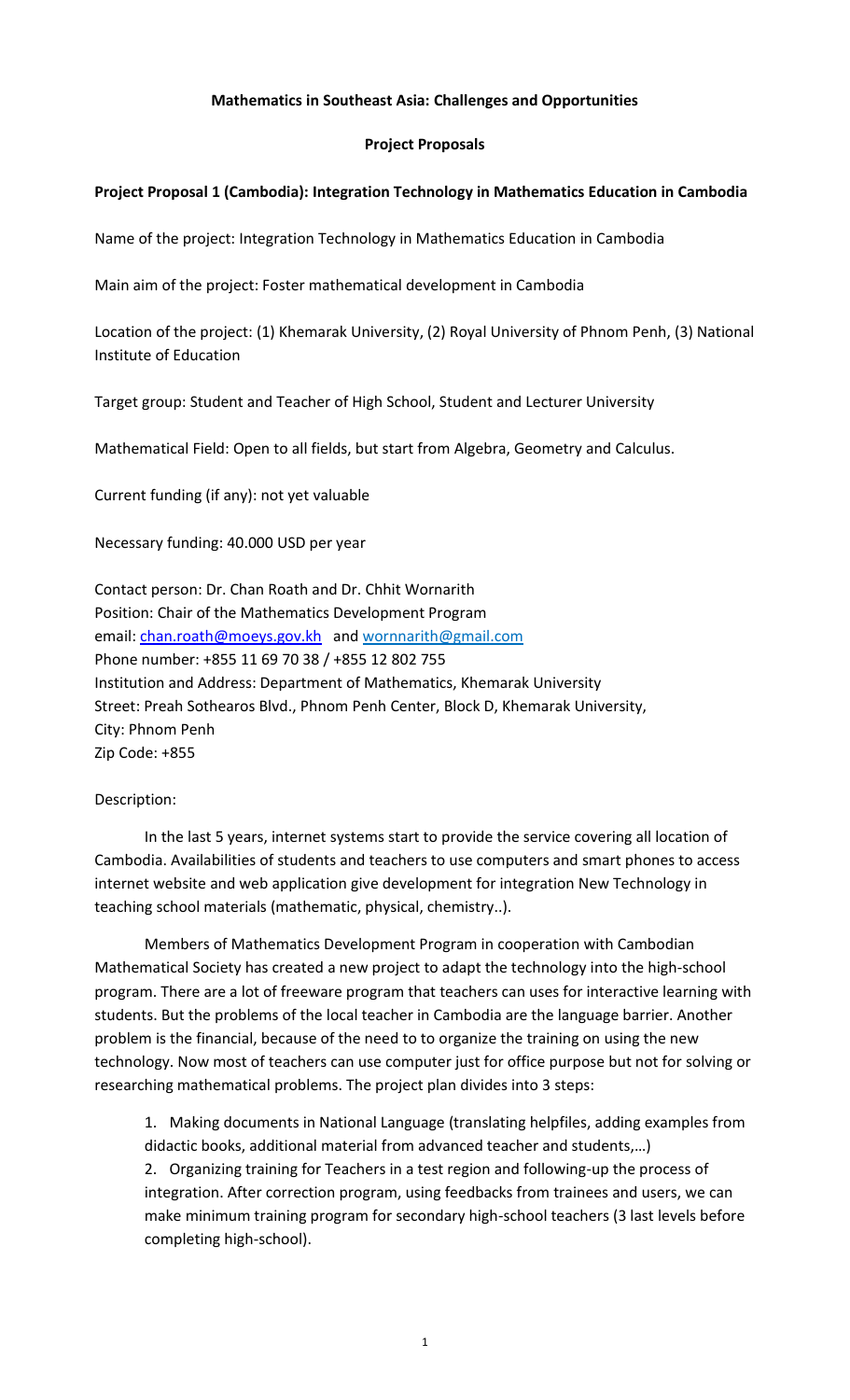**Mathematics in Southeast Asia: Challenges and Opportunities**

**Project Proposals**

**Project Proposal 1 (Cambodia): Integration Technology in Mathematics Education in Cambodia**

Name of the project: Integration Technology in Mathematics Education in Cambodia

Main aim of the project: Foster mathematical development in Cambodia

Location of the project: (1) Khemarak University, (2) Royal University of Phnom Penh, (3) National Institute of Education

Target group: Student and Teacher of High School, Student and Lecturer University

Mathematical Field: Open to all fields, but start from Algebra, Geometry and Calculus.

Current funding (if any): not yet valuable

Necessary funding: 40.000 USD per year

Contact person: Dr. Chan Roath and Dr. Chhit Wornarith
Position: Chair of the Mathematics Development Program
email: chan.roath@moeys.gov.kh and wornnarith@gmail.com
Phone number: +855 11 69 70 38 / +855 12 802 755
Institution and Address: Department of Mathematics, Khemarak University
Street: Preah Sothearos Blvd., Phnom Penh Center, Block D, Khemarak University,
City: Phnom Penh
Zip Code: +855

Description:

In the last 5 years, internet systems start to provide the service covering all location of Cambodia. Availabilities of students and teachers to use computers and smart phones to access internet website and web application give development for integration New Technology in teaching school materials (mathematic, physical, chemistry..).

Members of Mathematics Development Program in cooperation with Cambodian Mathematical Society has created a new project to adapt the technology into the high-school program. There are a lot of freeware program that teachers can uses for interactive learning with students. But the problems of the local teacher in Cambodia are the language barrier. Another problem is the financial, because of the need to to organize the training on using the new technology. Now most of teachers can use computer just for office purpose but not for solving or researching mathematical problems. The project plan divides into 3 steps:

1. Making documents in National Language (translating helpfiles, adding examples from didactic books, additional material from advanced teacher and students,…)
2. Organizing training for Teachers in a test region and following-up the process of integration. After correction program, using feedbacks from trainees and users, we can make minimum training program for secondary high-school teachers (3 last levels before completing high-school).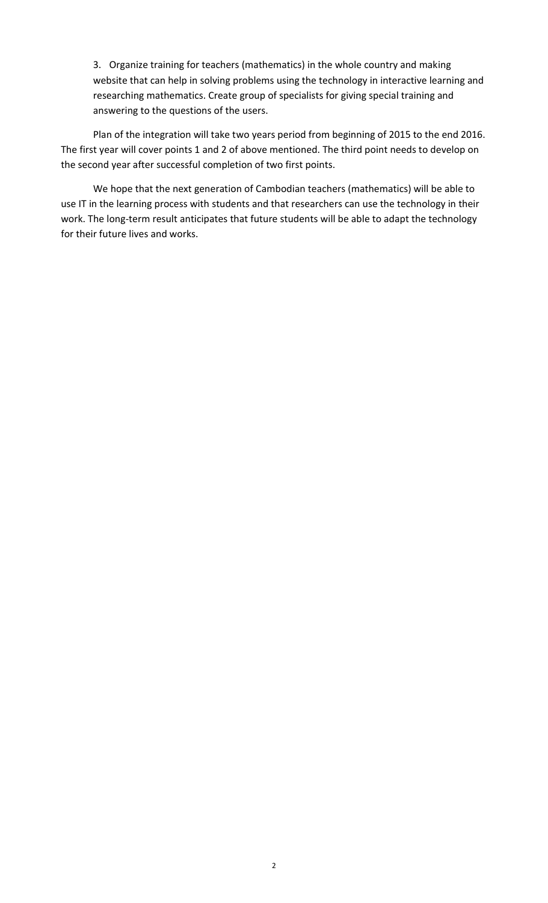3. Organize training for teachers (mathematics) in the whole country and making website that can help in solving problems using the technology in interactive learning and researching mathematics. Create group of specialists for giving special training and answering to the questions of the users.

Plan of the integration will take two years period from beginning of 2015 to the end 2016. The first year will cover points 1 and 2 of above mentioned. The third point needs to develop on the second year after successful completion of two first points.

We hope that the next generation of Cambodian teachers (mathematics) will be able to use IT in the learning process with students and that researchers can use the technology in their work. The long-term result anticipates that future students will be able to adapt the technology for their future lives and works.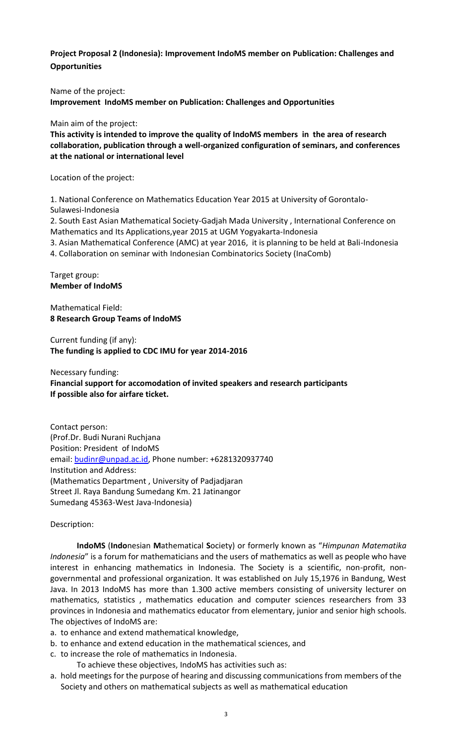**Project Proposal 2 (Indonesia): Improvement IndoMS member on Publication: Challenges and Opportunities**

Name of the project:
**Improvement IndoMS member on Publication: Challenges and Opportunities**

Main aim of the project:
**This activity is intended to improve the quality of IndoMS members in the area of research collaboration, publication through a well-organized configuration of seminars, and conferences at the national or international level**

Location of the project:

1. National Conference on Mathematics Education Year 2015 at University of Gorontalo-Sulawesi-Indonesia
2. South East Asian Mathematical Society-Gadjah Mada University , International Conference on Mathematics and Its Applications,year 2015 at UGM Yogyakarta-Indonesia
3. Asian Mathematical Conference (AMC) at year 2016, it is planning to be held at Bali-Indonesia
4. Collaboration on seminar with Indonesian Combinatorics Society (InaComb)

Target group:
**Member of IndoMS**

Mathematical Field:
**8 Research Group Teams of IndoMS**

Current funding (if any):
**The funding is applied to CDC IMU for year 2014-2016**

Necessary funding:
**Financial support for accomodation of invited speakers and research participants**
**If possible also for airfare ticket.**

Contact person:
(Prof.Dr. Budi Nurani Ruchjana
Position: President of IndoMS
email: budinr@unpad.ac.id, Phone number: +6281320937740
Institution and Address:
(Mathematics Department , University of Padjadjaran
Street Jl. Raya Bandung Sumedang Km. 21 Jatinangor
Sumedang 45363-West Java-Indonesia)

Description:

**IndoMS** (**Indo**nesian **M**athematical **S**ociety) or formerly known as "*Himpunan Matematika Indonesia*" is a forum for mathematicians and the users of mathematics as well as people who have interest in enhancing mathematics in Indonesia. The Society is a scientific, non-profit, non-governmental and professional organization. It was established on July 15,1976 in Bandung, West Java. In 2013 IndoMS has more than 1.300 active members consisting of university lecturer on mathematics, statistics , mathematics education and computer sciences researchers from 33 provinces in Indonesia and mathematics educator from elementary, junior and senior high schools. The objectives of IndoMS are:

a. to enhance and extend mathematical knowledge,
b. to enhance and extend education in the mathematical sciences, and
c. to increase the role of mathematics in Indonesia.

To achieve these objectives, IndoMS has activities such as:

a. hold meetings for the purpose of hearing and discussing communications from members of the Society and others on mathematical subjects as well as mathematical education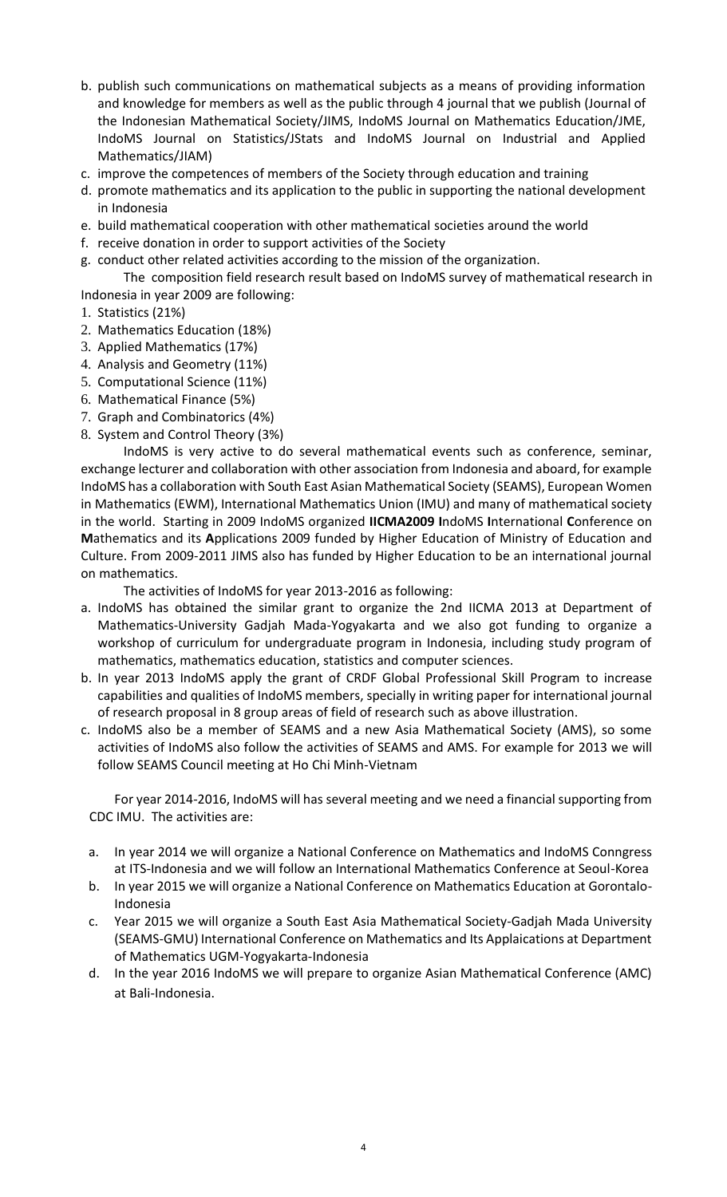b. publish such communications on mathematical subjects as a means of providing information and knowledge for members as well as the public through 4 journal that we publish (Journal of the Indonesian Mathematical Society/JIMS, IndoMS Journal on Mathematics Education/JME, IndoMS Journal on Statistics/JStats and IndoMS Journal on Industrial and Applied Mathematics/JIAM)
c. improve the competences of members of the Society through education and training
d. promote mathematics and its application to the public in supporting the national development in Indonesia
e. build mathematical cooperation with other mathematical societies around the world
f. receive donation in order to support activities of the Society
g. conduct other related activities according to the mission of the organization.

The composition field research result based on IndoMS survey of mathematical research in Indonesia in year 2009 are following:

1. Statistics (21%)
2. Mathematics Education (18%)
3. Applied Mathematics (17%)
4. Analysis and Geometry (11%)
5. Computational Science (11%)
6. Mathematical Finance (5%)
7. Graph and Combinatorics (4%)
8. System and Control Theory (3%)

IndoMS is very active to do several mathematical events such as conference, seminar, exchange lecturer and collaboration with other association from Indonesia and aboard, for example IndoMS has a collaboration with South East Asian Mathematical Society (SEAMS), European Women in Mathematics (EWM), International Mathematics Union (IMU) and many of mathematical society in the world. Starting in 2009 IndoMS organized **IICMA2009 I**ndoMS **I**nternational **C**onference on **M**athematics and its **A**pplications 2009 funded by Higher Education of Ministry of Education and Culture. From 2009-2011 JIMS also has funded by Higher Education to be an international journal on mathematics.

The activities of IndoMS for year 2013-2016 as following:

a. IndoMS has obtained the similar grant to organize the 2nd IICMA 2013 at Department of Mathematics-University Gadjah Mada-Yogyakarta and we also got funding to organize a workshop of curriculum for undergraduate program in Indonesia, including study program of mathematics, mathematics education, statistics and computer sciences.
b. In year 2013 IndoMS apply the grant of CRDF Global Professional Skill Program to increase capabilities and qualities of IndoMS members, specially in writing paper for international journal of research proposal in 8 group areas of field of research such as above illustration.
c. IndoMS also be a member of SEAMS and a new Asia Mathematical Society (AMS), so some activities of IndoMS also follow the activities of SEAMS and AMS. For example for 2013 we will follow SEAMS Council meeting at Ho Chi Minh-Vietnam

For year 2014-2016, IndoMS will has several meeting and we need a financial supporting from CDC IMU. The activities are:

a. In year 2014 we will organize a National Conference on Mathematics and IndoMS Conngress at ITS-Indonesia and we will follow an International Mathematics Conference at Seoul-Korea
b. In year 2015 we will organize a National Conference on Mathematics Education at Gorontalo-Indonesia
c. Year 2015 we will organize a South East Asia Mathematical Society-Gadjah Mada University (SEAMS-GMU) International Conference on Mathematics and Its Applaications at Department of Mathematics UGM-Yogyakarta-Indonesia
d. In the year 2016 IndoMS we will prepare to organize Asian Mathematical Conference (AMC) at Bali-Indonesia.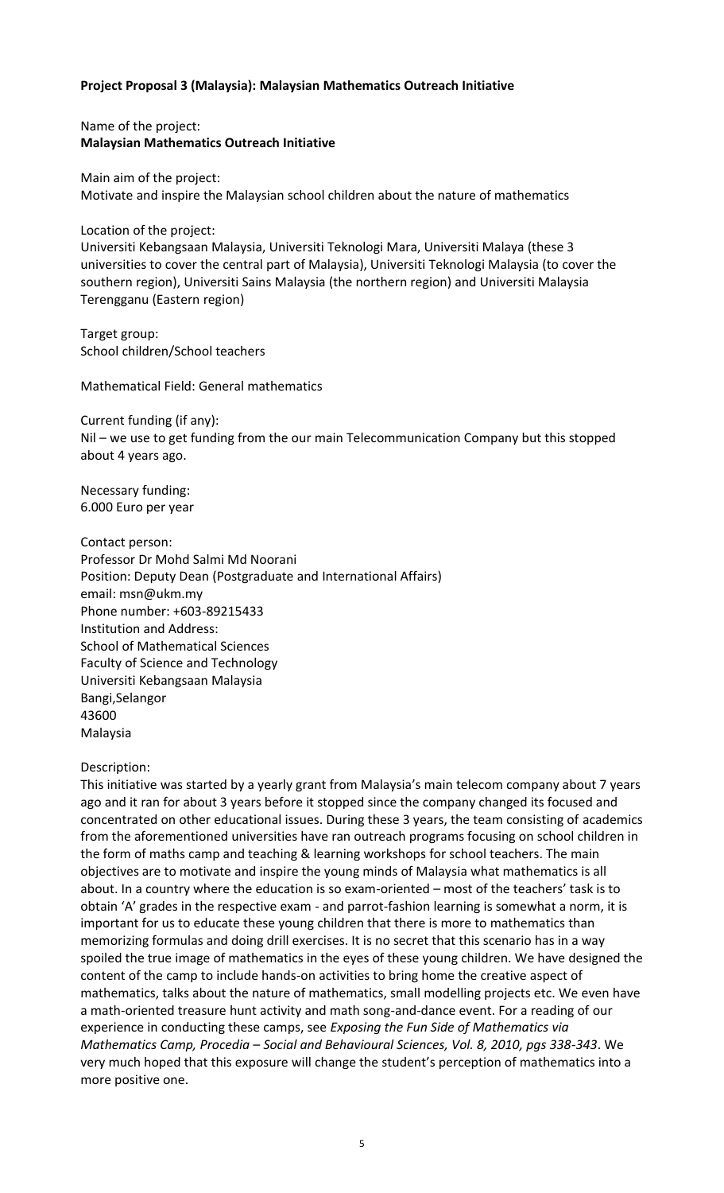**Project Proposal 3 (Malaysia): Malaysian Mathematics Outreach Initiative**

Name of the project:
**Malaysian Mathematics Outreach Initiative**

Main aim of the project:
Motivate and inspire the Malaysian school children about the nature of mathematics

Location of the project:
Universiti Kebangsaan Malaysia, Universiti Teknologi Mara, Universiti Malaya (these 3 universities to cover the central part of Malaysia), Universiti Teknologi Malaysia (to cover the southern region), Universiti Sains Malaysia (the northern region) and Universiti Malaysia Terengganu (Eastern region)

Target group:
School children/School teachers

Mathematical Field: General mathematics

Current funding (if any):
Nil – we use to get funding from the our main Telecommunication Company but this stopped about 4 years ago.

Necessary funding:
6.000 Euro per year

Contact person:
Professor Dr Mohd Salmi Md Noorani
Position: Deputy Dean (Postgraduate and International Affairs)
email: msn@ukm.my
Phone number: +603-89215433
Institution and Address:
School of Mathematical Sciences
Faculty of Science and Technology
Universiti Kebangsaan Malaysia
Bangi,Selangor
43600
Malaysia

Description:
This initiative was started by a yearly grant from Malaysia's main telecom company about 7 years ago and it ran for about 3 years before it stopped since the company changed its focused and concentrated on other educational issues. During these 3 years, the team consisting of academics from the aforementioned universities have ran outreach programs focusing on school children in the form of maths camp and teaching & learning workshops for school teachers. The main objectives are to motivate and inspire the young minds of Malaysia what mathematics is all about. In a country where the education is so exam-oriented – most of the teachers' task is to obtain 'A' grades in the respective exam - and parrot-fashion learning is somewhat a norm, it is important for us to educate these young children that there is more to mathematics than memorizing formulas and doing drill exercises. It is no secret that this scenario has in a way spoiled the true image of mathematics in the eyes of these young children. We have designed the content of the camp to include hands-on activities to bring home the creative aspect of mathematics, talks about the nature of mathematics, small modelling projects etc. We even have a math-oriented treasure hunt activity and math song-and-dance event. For a reading of our experience in conducting these camps, see *Exposing the Fun Side of Mathematics via Mathematics Camp, Procedia – Social and Behavioural Sciences, Vol. 8, 2010, pgs 338-343*. We very much hoped that this exposure will change the student's perception of mathematics into a more positive one.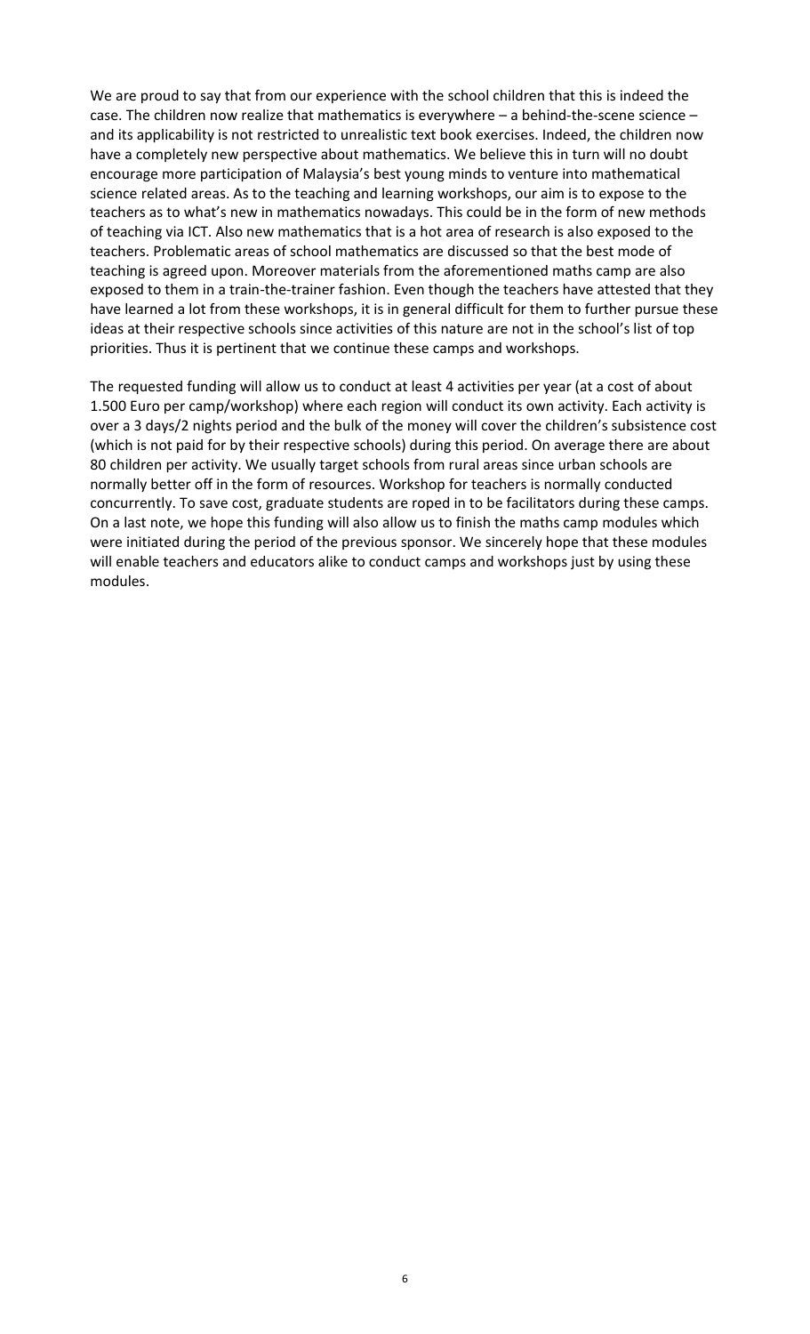We are proud to say that from our experience with the school children that this is indeed the case. The children now realize that mathematics is everywhere – a behind-the-scene science – and its applicability is not restricted to unrealistic text book exercises. Indeed, the children now have a completely new perspective about mathematics. We believe this in turn will no doubt encourage more participation of Malaysia's best young minds to venture into mathematical science related areas. As to the teaching and learning workshops, our aim is to expose to the teachers as to what's new in mathematics nowadays. This could be in the form of new methods of teaching via ICT. Also new mathematics that is a hot area of research is also exposed to the teachers. Problematic areas of school mathematics are discussed so that the best mode of teaching is agreed upon. Moreover materials from the aforementioned maths camp are also exposed to them in a train-the-trainer fashion. Even though the teachers have attested that they have learned a lot from these workshops, it is in general difficult for them to further pursue these ideas at their respective schools since activities of this nature are not in the school's list of top priorities. Thus it is pertinent that we continue these camps and workshops.

The requested funding will allow us to conduct at least 4 activities per year (at a cost of about 1.500 Euro per camp/workshop) where each region will conduct its own activity. Each activity is over a 3 days/2 nights period and the bulk of the money will cover the children's subsistence cost (which is not paid for by their respective schools) during this period. On average there are about 80 children per activity. We usually target schools from rural areas since urban schools are normally better off in the form of resources. Workshop for teachers is normally conducted concurrently. To save cost, graduate students are roped in to be facilitators during these camps. On a last note, we hope this funding will also allow us to finish the maths camp modules which were initiated during the period of the previous sponsor. We sincerely hope that these modules will enable teachers and educators alike to conduct camps and workshops just by using these modules.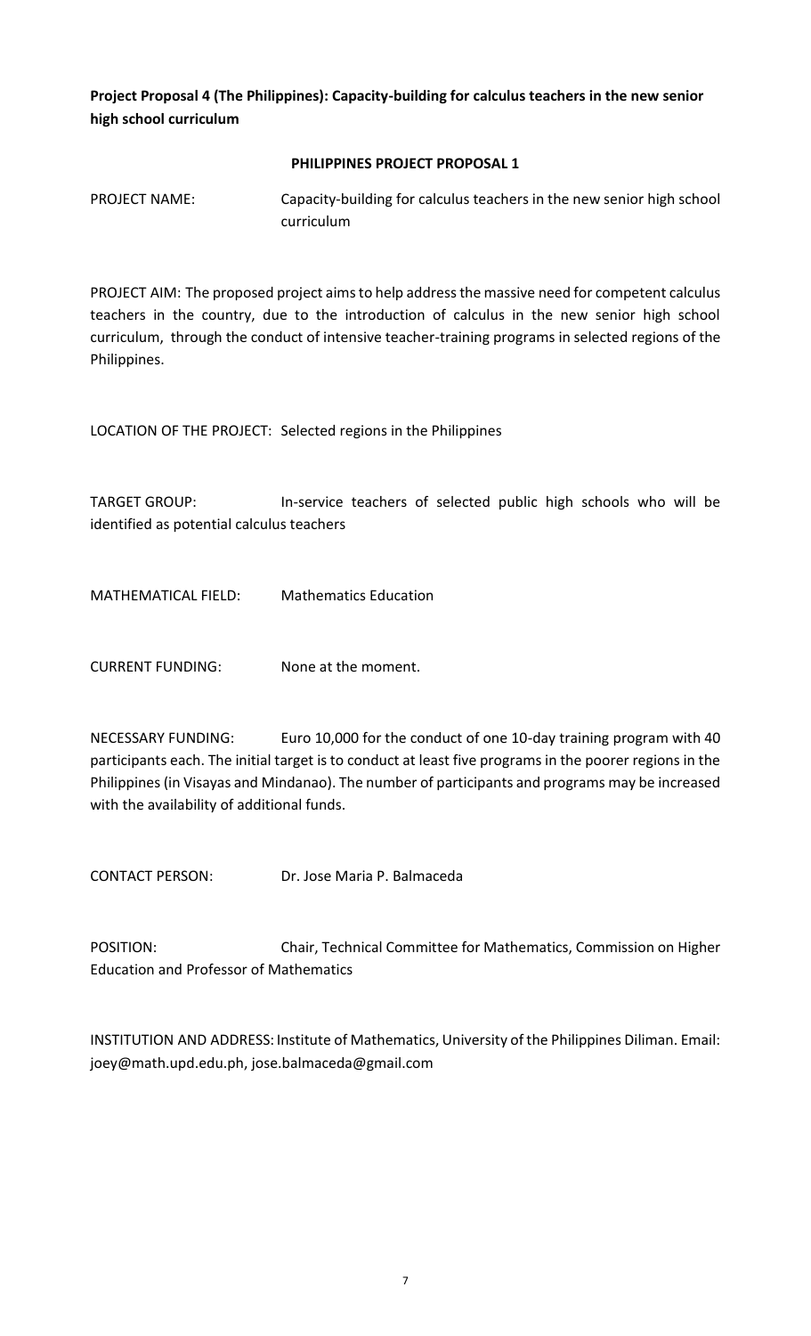**Project Proposal 4 (The Philippines): Capacity-building for calculus teachers in the new senior high school curriculum**

**PHILIPPINES PROJECT PROPOSAL 1**

PROJECT NAME: Capacity-building for calculus teachers in the new senior high school curriculum

PROJECT AIM: The proposed project aims to help address the massive need for competent calculus teachers in the country, due to the introduction of calculus in the new senior high school curriculum, through the conduct of intensive teacher-training programs in selected regions of the Philippines.

LOCATION OF THE PROJECT: Selected regions in the Philippines

TARGET GROUP: In-service teachers of selected public high schools who will be identified as potential calculus teachers

MATHEMATICAL FIELD: Mathematics Education

CURRENT FUNDING: None at the moment.

NECESSARY FUNDING: Euro 10,000 for the conduct of one 10-day training program with 40 participants each. The initial target is to conduct at least five programs in the poorer regions in the Philippines (in Visayas and Mindanao). The number of participants and programs may be increased with the availability of additional funds.

CONTACT PERSON: Dr. Jose Maria P. Balmaceda

POSITION: Chair, Technical Committee for Mathematics, Commission on Higher Education and Professor of Mathematics

INSTITUTION AND ADDRESS: Institute of Mathematics, University of the Philippines Diliman. Email: joey@math.upd.edu.ph, jose.balmaceda@gmail.com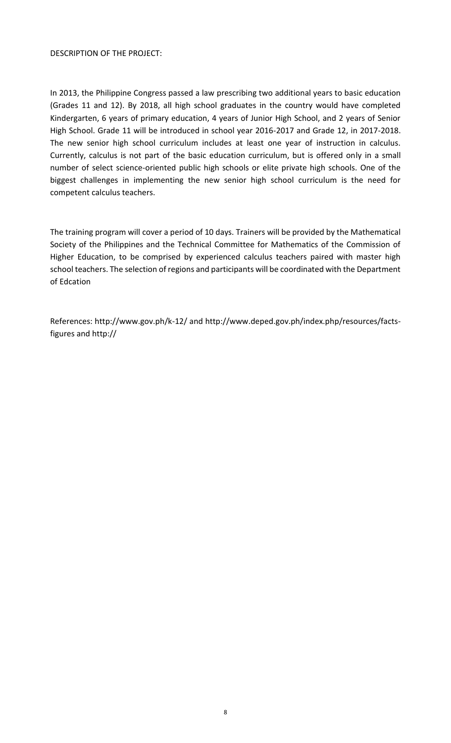DESCRIPTION OF THE PROJECT:

In 2013, the Philippine Congress passed a law prescribing two additional years to basic education (Grades 11 and 12). By 2018, all high school graduates in the country would have completed Kindergarten, 6 years of primary education, 4 years of Junior High School, and 2 years of Senior High School. Grade 11 will be introduced in school year 2016-2017 and Grade 12, in 2017-2018. The new senior high school curriculum includes at least one year of instruction in calculus. Currently, calculus is not part of the basic education curriculum, but is offered only in a small number of select science-oriented public high schools or elite private high schools. One of the biggest challenges in implementing the new senior high school curriculum is the need for competent calculus teachers.

The training program will cover a period of 10 days. Trainers will be provided by the Mathematical Society of the Philippines and the Technical Committee for Mathematics of the Commission of Higher Education, to be comprised by experienced calculus teachers paired with master high school teachers. The selection of regions and participants will be coordinated with the Department of Edcation

References: http://www.gov.ph/k-12/ and http://www.deped.gov.ph/index.php/resources/facts-figures and http://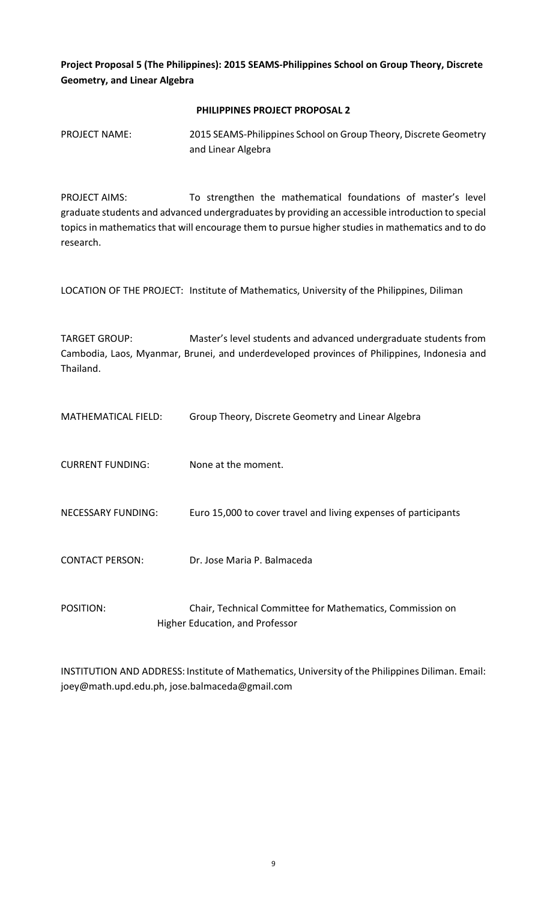**Project Proposal 5 (The Philippines): 2015 SEAMS-Philippines School on Group Theory, Discrete Geometry, and Linear Algebra**

**PHILIPPINES PROJECT PROPOSAL 2**

PROJECT NAME: 2015 SEAMS-Philippines School on Group Theory, Discrete Geometry and Linear Algebra

PROJECT AIMS: To strengthen the mathematical foundations of master's level graduate students and advanced undergraduates by providing an accessible introduction to special topics in mathematics that will encourage them to pursue higher studies in mathematics and to do research.

LOCATION OF THE PROJECT: Institute of Mathematics, University of the Philippines, Diliman

TARGET GROUP: Master's level students and advanced undergraduate students from Cambodia, Laos, Myanmar, Brunei, and underdeveloped provinces of Philippines, Indonesia and Thailand.

MATHEMATICAL FIELD: Group Theory, Discrete Geometry and Linear Algebra

CURRENT FUNDING: None at the moment.

NECESSARY FUNDING: Euro 15,000 to cover travel and living expenses of participants

CONTACT PERSON: Dr. Jose Maria P. Balmaceda

POSITION: Chair, Technical Committee for Mathematics, Commission on Higher Education, and Professor

INSTITUTION AND ADDRESS: Institute of Mathematics, University of the Philippines Diliman. Email: joey@math.upd.edu.ph, jose.balmaceda@gmail.com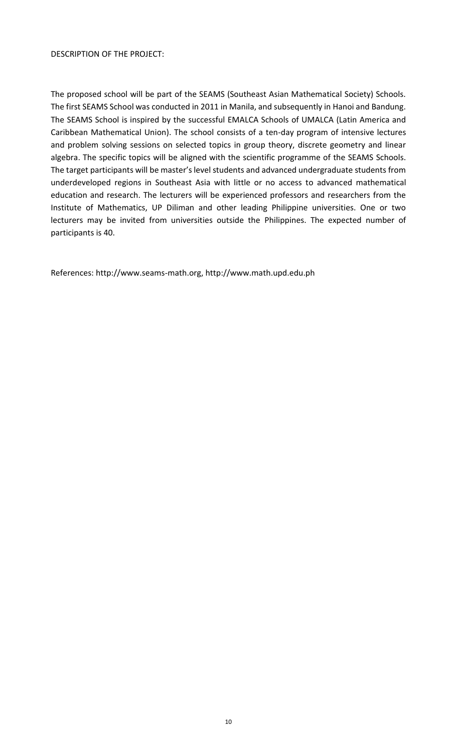DESCRIPTION OF THE PROJECT:

The proposed school will be part of the SEAMS (Southeast Asian Mathematical Society) Schools. The first SEAMS School was conducted in 2011 in Manila, and subsequently in Hanoi and Bandung. The SEAMS School is inspired by the successful EMALCA Schools of UMALCA (Latin America and Caribbean Mathematical Union). The school consists of a ten-day program of intensive lectures and problem solving sessions on selected topics in group theory, discrete geometry and linear algebra. The specific topics will be aligned with the scientific programme of the SEAMS Schools. The target participants will be master's level students and advanced undergraduate students from underdeveloped regions in Southeast Asia with little or no access to advanced mathematical education and research. The lecturers will be experienced professors and researchers from the Institute of Mathematics, UP Diliman and other leading Philippine universities. One or two lecturers may be invited from universities outside the Philippines. The expected number of participants is 40.

References: http://www.seams-math.org, http://www.math.upd.edu.ph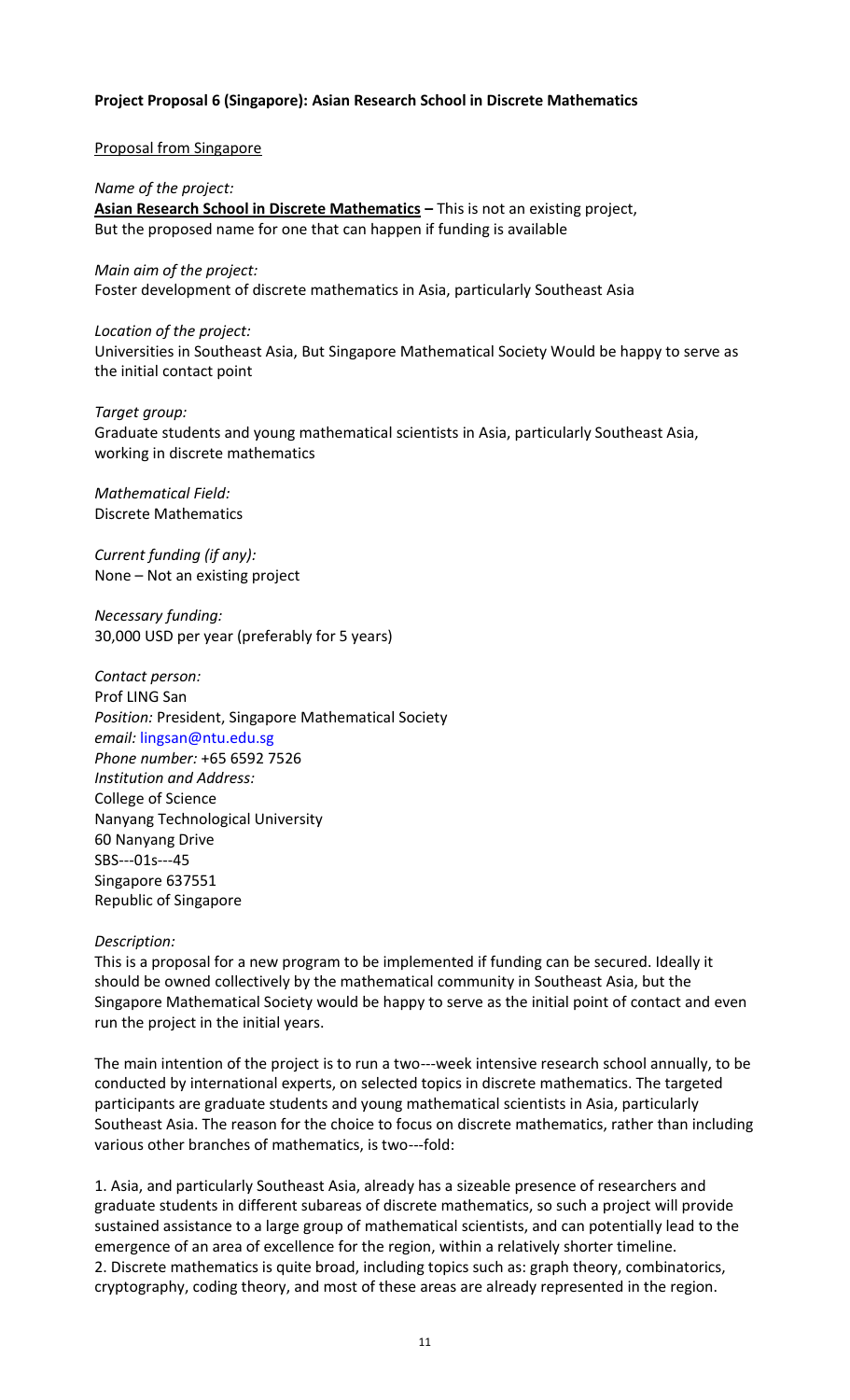**Project Proposal 6 (Singapore): Asian Research School in Discrete Mathematics**

Proposal from Singapore

*Name of the project:*
**Asian Research School in Discrete Mathematics –** This is not an existing project, But the proposed name for one that can happen if funding is available

*Main aim of the project:*
Foster development of discrete mathematics in Asia, particularly Southeast Asia

*Location of the project:*
Universities in Southeast Asia, But Singapore Mathematical Society Would be happy to serve as the initial contact point

*Target group:*
Graduate students and young mathematical scientists in Asia, particularly Southeast Asia, working in discrete mathematics

*Mathematical Field:*
Discrete Mathematics

*Current funding (if any):*
None – Not an existing project

*Necessary funding:*
30,000 USD per year (preferably for 5 years)

*Contact person:*
Prof LING San
*Position:* President, Singapore Mathematical Society
*email:* lingsan@ntu.edu.sg
*Phone number:* +65 6592 7526
*Institution and Address:*
College of Science
Nanyang Technological University
60 Nanyang Drive
SBS---01s---45
Singapore 637551
Republic of Singapore

*Description:*
This is a proposal for a new program to be implemented if funding can be secured. Ideally it should be owned collectively by the mathematical community in Southeast Asia, but the Singapore Mathematical Society would be happy to serve as the initial point of contact and even run the project in the initial years.

The main intention of the project is to run a two---week intensive research school annually, to be conducted by international experts, on selected topics in discrete mathematics. The targeted participants are graduate students and young mathematical scientists in Asia, particularly Southeast Asia. The reason for the choice to focus on discrete mathematics, rather than including various other branches of mathematics, is two---fold:

1. Asia, and particularly Southeast Asia, already has a sizeable presence of researchers and graduate students in different subareas of discrete mathematics, so such a project will provide sustained assistance to a large group of mathematical scientists, and can potentially lead to the emergence of an area of excellence for the region, within a relatively shorter timeline.
2. Discrete mathematics is quite broad, including topics such as: graph theory, combinatorics, cryptography, coding theory, and most of these areas are already represented in the region.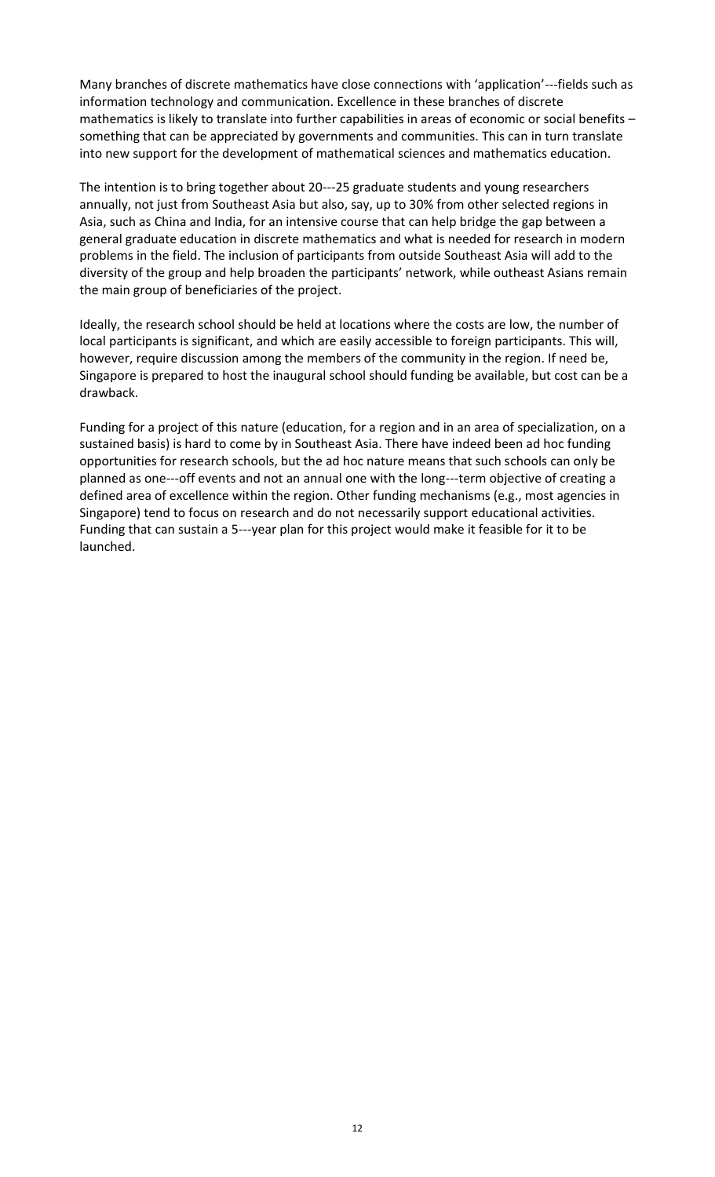Many branches of discrete mathematics have close connections with 'application'---fields such as information technology and communication. Excellence in these branches of discrete mathematics is likely to translate into further capabilities in areas of economic or social benefits – something that can be appreciated by governments and communities. This can in turn translate into new support for the development of mathematical sciences and mathematics education.

The intention is to bring together about 20---25 graduate students and young researchers annually, not just from Southeast Asia but also, say, up to 30% from other selected regions in Asia, such as China and India, for an intensive course that can help bridge the gap between a general graduate education in discrete mathematics and what is needed for research in modern problems in the field. The inclusion of participants from outside Southeast Asia will add to the diversity of the group and help broaden the participants' network, while outheast Asians remain the main group of beneficiaries of the project.

Ideally, the research school should be held at locations where the costs are low, the number of local participants is significant, and which are easily accessible to foreign participants. This will, however, require discussion among the members of the community in the region. If need be, Singapore is prepared to host the inaugural school should funding be available, but cost can be a drawback.

Funding for a project of this nature (education, for a region and in an area of specialization, on a sustained basis) is hard to come by in Southeast Asia. There have indeed been ad hoc funding opportunities for research schools, but the ad hoc nature means that such schools can only be planned as one---off events and not an annual one with the long---term objective of creating a defined area of excellence within the region. Other funding mechanisms (e.g., most agencies in Singapore) tend to focus on research and do not necessarily support educational activities. Funding that can sustain a 5---year plan for this project would make it feasible for it to be launched.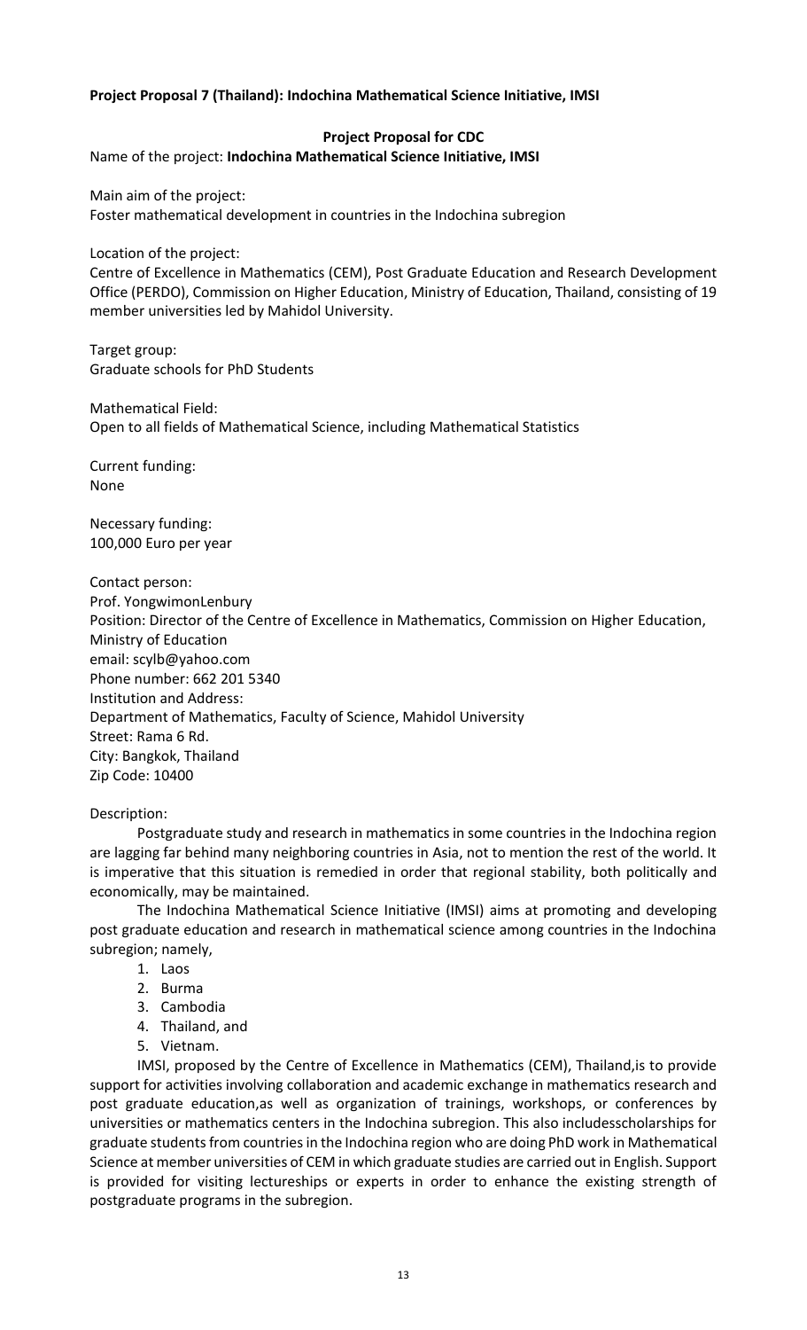**Project Proposal 7 (Thailand): Indochina Mathematical Science Initiative, IMSI**

**Project Proposal for CDC**

Name of the project: **Indochina Mathematical Science Initiative, IMSI**

Main aim of the project:
Foster mathematical development in countries in the Indochina subregion

Location of the project:
Centre of Excellence in Mathematics (CEM), Post Graduate Education and Research Development Office (PERDO), Commission on Higher Education, Ministry of Education, Thailand, consisting of 19 member universities led by Mahidol University.

Target group:
Graduate schools for PhD Students

Mathematical Field:
Open to all fields of Mathematical Science, including Mathematical Statistics

Current funding:
None

Necessary funding:
100,000 Euro per year

Contact person:
Prof. YongwimonLenbury
Position: Director of the Centre of Excellence in Mathematics, Commission on Higher Education, Ministry of Education
email: scylb@yahoo.com
Phone number: 662 201 5340
Institution and Address:
Department of Mathematics, Faculty of Science, Mahidol University
Street: Rama 6 Rd.
City: Bangkok, Thailand
Zip Code: 10400

Description:

Postgraduate study and research in mathematics in some countries in the Indochina region are lagging far behind many neighboring countries in Asia, not to mention the rest of the world. It is imperative that this situation is remedied in order that regional stability, both politically and economically, may be maintained.

The Indochina Mathematical Science Initiative (IMSI) aims at promoting and developing post graduate education and research in mathematical science among countries in the Indochina subregion; namely,

1. Laos
2. Burma
3. Cambodia
4. Thailand, and
5. Vietnam.

IMSI, proposed by the Centre of Excellence in Mathematics (CEM), Thailand,is to provide support for activities involving collaboration and academic exchange in mathematics research and post graduate education,as well as organization of trainings, workshops, or conferences by universities or mathematics centers in the Indochina subregion. This also includesscholarships for graduate students from countries in the Indochina region who are doing PhD work in Mathematical Science at member universities of CEM in which graduate studies are carried out in English. Support is provided for visiting lectureships or experts in order to enhance the existing strength of postgraduate programs in the subregion.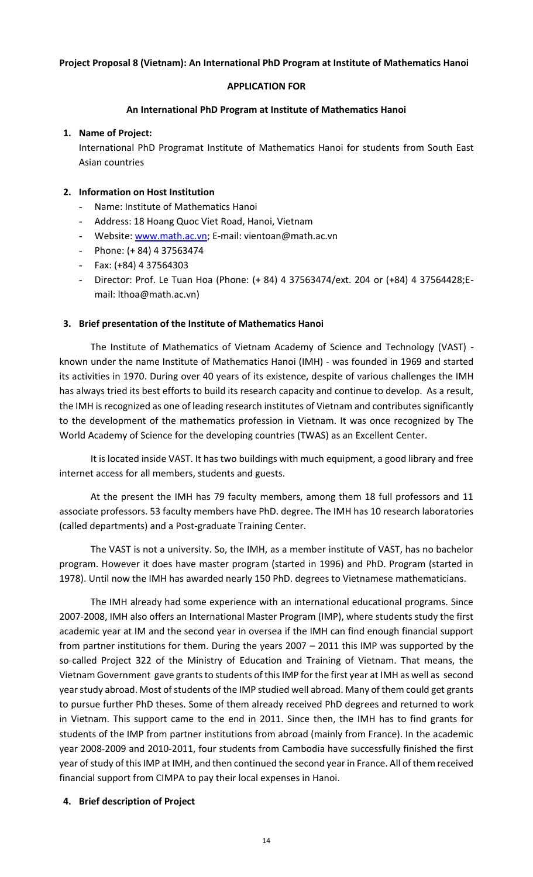**Project Proposal 8 (Vietnam): An International PhD Program at Institute of Mathematics Hanoi**

**APPLICATION FOR**

**An International PhD Program at Institute of Mathematics Hanoi**

1. **Name of Project:**

   International PhD Programat Institute of Mathematics Hanoi for students from South East Asian countries

2. **Information on Host Institution**

   - Name: Institute of Mathematics Hanoi
   - Address: 18 Hoang Quoc Viet Road, Hanoi, Vietnam
   - Website: www.math.ac.vn; E-mail: vientoan@math.ac.vn
   - Phone: (+ 84) 4 37563474
   - Fax: (+84) 4 37564303
   - Director: Prof. Le Tuan Hoa (Phone: (+ 84) 4 37563474/ext. 204 or (+84) 4 37564428;E-mail: lthoa@math.ac.vn)

3. **Brief presentation of the Institute of Mathematics Hanoi**

The Institute of Mathematics of Vietnam Academy of Science and Technology (VAST) - known under the name Institute of Mathematics Hanoi (IMH) - was founded in 1969 and started its activities in 1970. During over 40 years of its existence, despite of various challenges the IMH has always tried its best efforts to build its research capacity and continue to develop. As a result, the IMH is recognized as one of leading research institutes of Vietnam and contributes significantly to the development of the mathematics profession in Vietnam. It was once recognized by The World Academy of Science for the developing countries (TWAS) as an Excellent Center.

It is located inside VAST. It has two buildings with much equipment, a good library and free internet access for all members, students and guests.

At the present the IMH has 79 faculty members, among them 18 full professors and 11 associate professors. 53 faculty members have PhD. degree. The IMH has 10 research laboratories (called departments) and a Post-graduate Training Center.

The VAST is not a university. So, the IMH, as a member institute of VAST, has no bachelor program. However it does have master program (started in 1996) and PhD. Program (started in 1978). Until now the IMH has awarded nearly 150 PhD. degrees to Vietnamese mathematicians.

The IMH already had some experience with an international educational programs. Since 2007-2008, IMH also offers an International Master Program (IMP), where students study the first academic year at IM and the second year in oversea if the IMH can find enough financial support from partner institutions for them. During the years 2007 – 2011 this IMP was supported by the so-called Project 322 of the Ministry of Education and Training of Vietnam. That means, the Vietnam Government gave grants to students of this IMP for the first year at IMH as well as second year study abroad. Most of students of the IMP studied well abroad. Many of them could get grants to pursue further PhD theses. Some of them already received PhD degrees and returned to work in Vietnam. This support came to the end in 2011. Since then, the IMH has to find grants for students of the IMP from partner institutions from abroad (mainly from France). In the academic year 2008-2009 and 2010-2011, four students from Cambodia have successfully finished the first year of study of this IMP at IMH, and then continued the second year in France. All of them received financial support from CIMPA to pay their local expenses in Hanoi.

4. **Brief description of Project**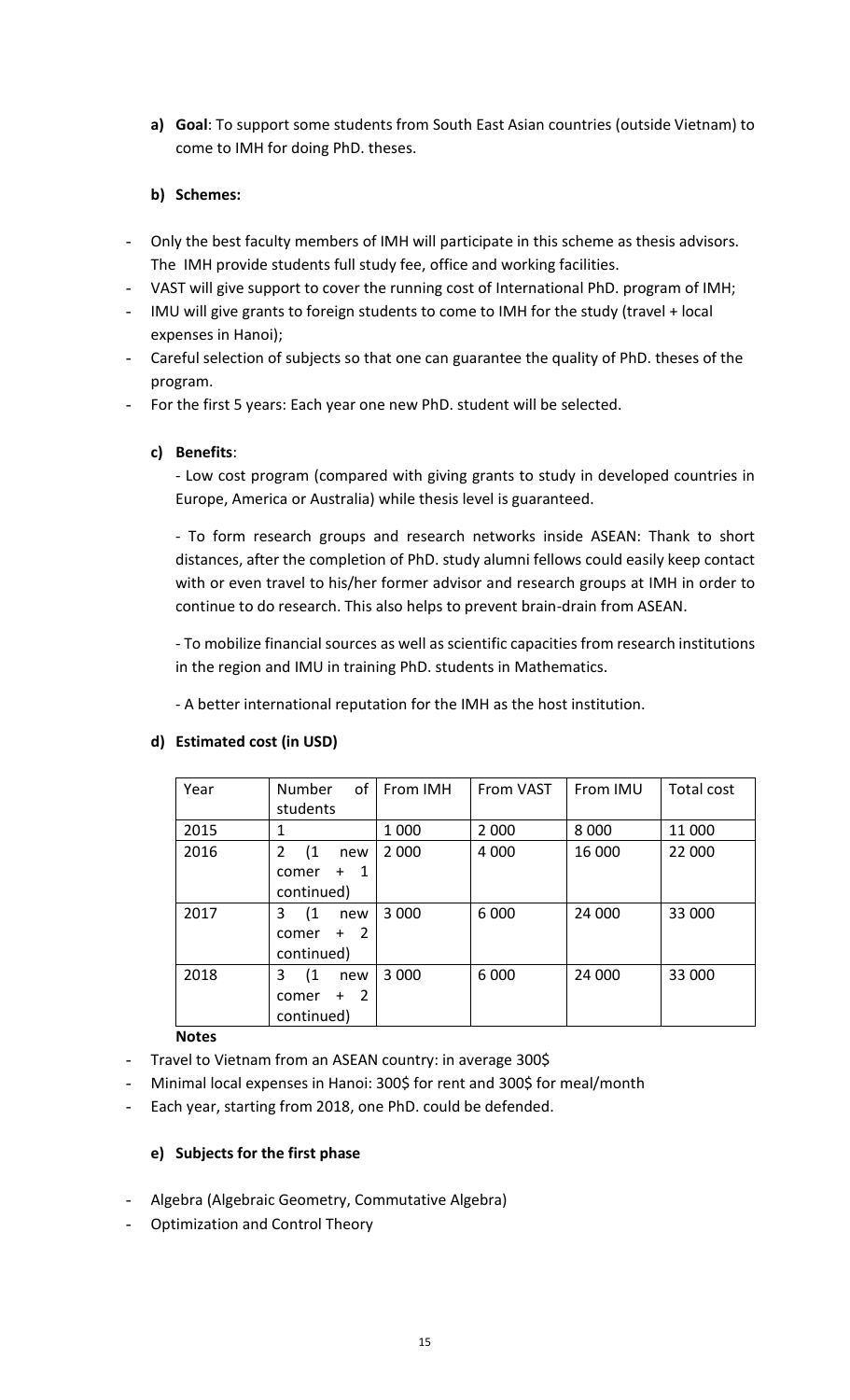**a) Goal**: To support some students from South East Asian countries (outside Vietnam) to come to IMH for doing PhD. theses.

**b) Schemes:**

- Only the best faculty members of IMH will participate in this scheme as thesis advisors. The IMH provide students full study fee, office and working facilities.
- VAST will give support to cover the running cost of International PhD. program of IMH;
- IMU will give grants to foreign students to come to IMH for the study (travel + local expenses in Hanoi);
- Careful selection of subjects so that one can guarantee the quality of PhD. theses of the program.
- For the first 5 years: Each year one new PhD. student will be selected.

**c) Benefits**:

- Low cost program (compared with giving grants to study in developed countries in Europe, America or Australia) while thesis level is guaranteed.

- To form research groups and research networks inside ASEAN: Thank to short distances, after the completion of PhD. study alumni fellows could easily keep contact with or even travel to his/her former advisor and research groups at IMH in order to continue to do research. This also helps to prevent brain-drain from ASEAN.

- To mobilize financial sources as well as scientific capacities from research institutions in the region and IMU in training PhD. students in Mathematics.

- A better international reputation for the IMH as the host institution.

**d) Estimated cost (in USD)**

| Year | Number of students | From IMH | From VAST | From IMU | Total cost |
|---|---|---|---|---|---|
| 2015 | 1 | 1 000 | 2 000 | 8 000 | 11 000 |
| 2016 | 2 (1 new comer + 1 continued) | 2 000 | 4 000 | 16 000 | 22 000 |
| 2017 | 3 (1 new comer + 2 continued) | 3 000 | 6 000 | 24 000 | 33 000 |
| 2018 | 3 (1 new comer + 2 continued) | 3 000 | 6 000 | 24 000 | 33 000 |

**Notes**

- Travel to Vietnam from an ASEAN country: in average 300$
- Minimal local expenses in Hanoi: 300$ for rent and 300$ for meal/month
- Each year, starting from 2018, one PhD. could be defended.

**e) Subjects for the first phase**

- Algebra (Algebraic Geometry, Commutative Algebra)
- Optimization and Control Theory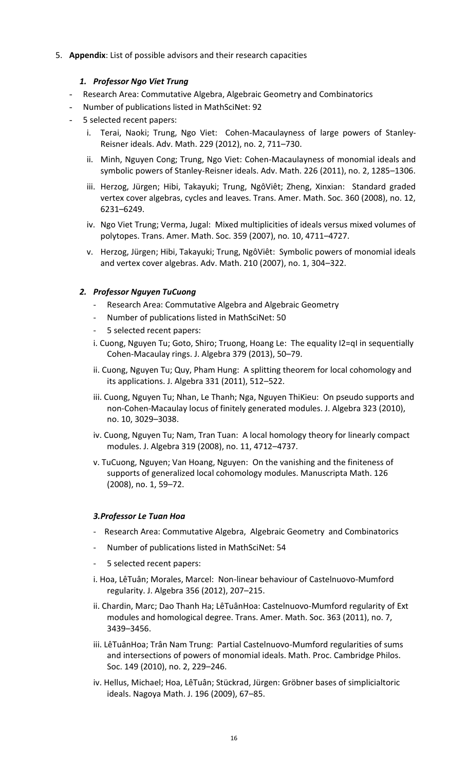5. **Appendix**: List of possible advisors and their research capacities

### *1. Professor Ngo Viet Trung*

- Research Area: Commutative Algebra, Algebraic Geometry and Combinatorics
- Number of publications listed in MathSciNet: 92
- 5 selected recent papers:
   i. Terai, Naoki; Trung, Ngo Viet: Cohen-Macaulayness of large powers of Stanley-Reisner ideals. Adv. Math. 229 (2012), no. 2, 711–730.
   ii. Minh, Nguyen Cong; Trung, Ngo Viet: Cohen-Macaulayness of monomial ideals and symbolic powers of Stanley-Reisner ideals. Adv. Math. 226 (2011), no. 2, 1285–1306.
   iii. Herzog, Jürgen; Hibi, Takayuki; Trung, NgôViêt; Zheng, Xinxian: Standard graded vertex cover algebras, cycles and leaves. Trans. Amer. Math. Soc. 360 (2008), no. 12, 6231–6249.
   iv. Ngo Viet Trung; Verma, Jugal: Mixed multiplicities of ideals versus mixed volumes of polytopes. Trans. Amer. Math. Soc. 359 (2007), no. 10, 4711–4727.
   v. Herzog, Jürgen; Hibi, Takayuki; Trung, NgôViêt: Symbolic powers of monomial ideals and vertex cover algebras. Adv. Math. 210 (2007), no. 1, 304–322.

### *2. Professor Nguyen TuCuong*

- Research Area: Commutative Algebra and Algebraic Geometry
- Number of publications listed in MathSciNet: 50
- 5 selected recent papers:

i. Cuong, Nguyen Tu; Goto, Shiro; Truong, Hoang Le: The equality I2=qI in sequentially Cohen-Macaulay rings. J. Algebra 379 (2013), 50–79.

ii. Cuong, Nguyen Tu; Quy, Pham Hung: A splitting theorem for local cohomology and its applications. J. Algebra 331 (2011), 512–522.

iii. Cuong, Nguyen Tu; Nhan, Le Thanh; Nga, Nguyen ThiKieu: On pseudo supports and non-Cohen-Macaulay locus of finitely generated modules. J. Algebra 323 (2010), no. 10, 3029–3038.

iv. Cuong, Nguyen Tu; Nam, Tran Tuan: A local homology theory for linearly compact modules. J. Algebra 319 (2008), no. 11, 4712–4737.

v. TuCuong, Nguyen; Van Hoang, Nguyen: On the vanishing and the finiteness of supports of generalized local cohomology modules. Manuscripta Math. 126 (2008), no. 1, 59–72.

### *3.Professor Le Tuan Hoa*

- Research Area: Commutative Algebra, Algebraic Geometry and Combinatorics
- Number of publications listed in MathSciNet: 54
- 5 selected recent papers:

i. Hoa, LêTuân; Morales, Marcel: Non-linear behaviour of Castelnuovo-Mumford regularity. J. Algebra 356 (2012), 207–215.

ii. Chardin, Marc; Dao Thanh Ha; LêTuânHoa: Castelnuovo-Mumford regularity of Ext modules and homological degree. Trans. Amer. Math. Soc. 363 (2011), no. 7, 3439–3456.

iii. LêTuânHoa; Trân Nam Trung: Partial Castelnuovo-Mumford regularities of sums and intersections of powers of monomial ideals. Math. Proc. Cambridge Philos. Soc. 149 (2010), no. 2, 229–246.

iv. Hellus, Michael; Hoa, LêTuân; Stückrad, Jürgen: Gröbner bases of simplicialtoric ideals. Nagoya Math. J. 196 (2009), 67–85.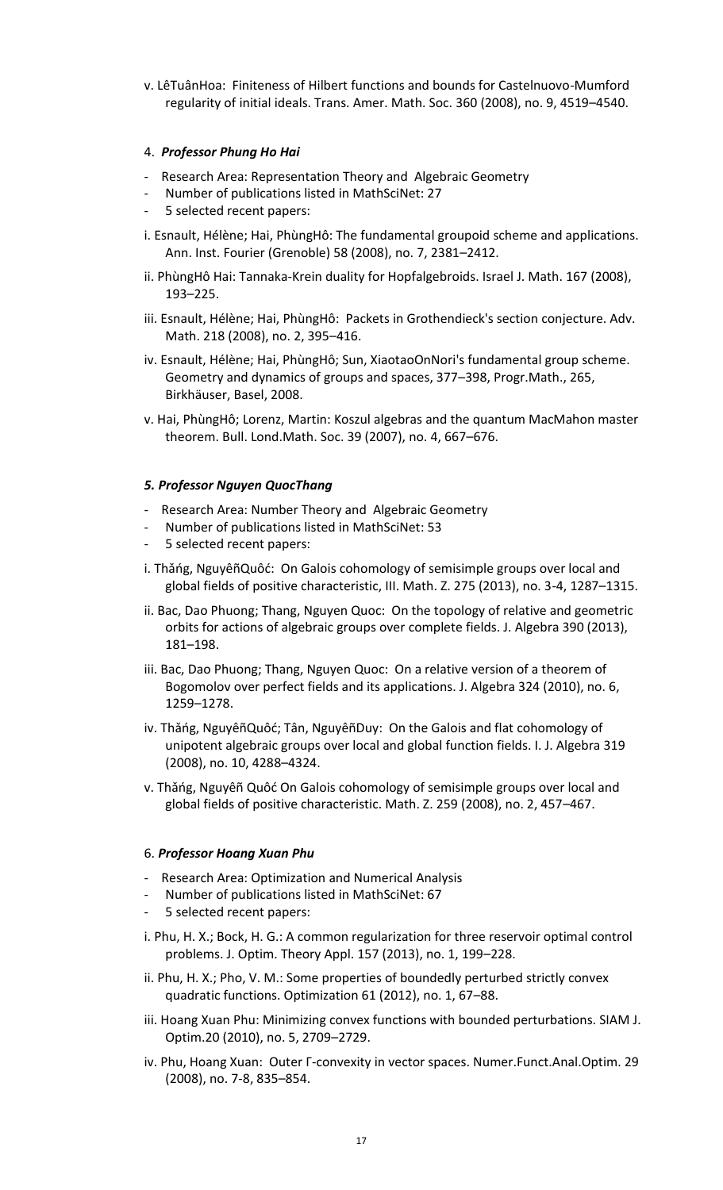v. LêTuânHoa: Finiteness of Hilbert functions and bounds for Castelnuovo-Mumford regularity of initial ideals. Trans. Amer. Math. Soc. 360 (2008), no. 9, 4519–4540.

4. ***Professor Phung Ho Hai***

- Research Area: Representation Theory and Algebraic Geometry
- Number of publications listed in MathSciNet: 27
- 5 selected recent papers:

i. Esnault, Hélène; Hai, PhùngHô: The fundamental groupoid scheme and applications. Ann. Inst. Fourier (Grenoble) 58 (2008), no. 7, 2381–2412.

ii. PhùngHô Hai: Tannaka-Krein duality for Hopfalgebroids. Israel J. Math. 167 (2008), 193–225.

iii. Esnault, Hélène; Hai, PhùngHô: Packets in Grothendieck's section conjecture. Adv. Math. 218 (2008), no. 2, 395–416.

iv. Esnault, Hélène; Hai, PhùngHô; Sun, XiaotaoOnNori's fundamental group scheme. Geometry and dynamics of groups and spaces, 377–398, Progr.Math., 265, Birkhäuser, Basel, 2008.

v. Hai, PhùngHô; Lorenz, Martin: Koszul algebras and the quantum MacMahon master theorem. Bull. Lond.Math. Soc. 39 (2007), no. 4, 667–676.

***5. Professor Nguyen QuocThang***

- Research Area: Number Theory and Algebraic Geometry
- Number of publications listed in MathSciNet: 53
- 5 selected recent papers:

i. Thăńg, NguyêñQuôć: On Galois cohomology of semisimple groups over local and global fields of positive characteristic, III. Math. Z. 275 (2013), no. 3-4, 1287–1315.

ii. Bac, Dao Phuong; Thang, Nguyen Quoc: On the topology of relative and geometric orbits for actions of algebraic groups over complete fields. J. Algebra 390 (2013), 181–198.

iii. Bac, Dao Phuong; Thang, Nguyen Quoc: On a relative version of a theorem of Bogomolov over perfect fields and its applications. J. Algebra 324 (2010), no. 6, 1259–1278.

iv. Thăńg, NguyêñQuôć; Tân, NguyêñDuy: On the Galois and flat cohomology of unipotent algebraic groups over local and global function fields. I. J. Algebra 319 (2008), no. 10, 4288–4324.

v. Thăńg, Nguyêñ Quôć On Galois cohomology of semisimple groups over local and global fields of positive characteristic. Math. Z. 259 (2008), no. 2, 457–467.

6. ***Professor Hoang Xuan Phu***

- Research Area: Optimization and Numerical Analysis
- Number of publications listed in MathSciNet: 67
- 5 selected recent papers:

i. Phu, H. X.; Bock, H. G.: A common regularization for three reservoir optimal control problems. J. Optim. Theory Appl. 157 (2013), no. 1, 199–228.

ii. Phu, H. X.; Pho, V. M.: Some properties of boundedly perturbed strictly convex quadratic functions. Optimization 61 (2012), no. 1, 67–88.

iii. Hoang Xuan Phu: Minimizing convex functions with bounded perturbations. SIAM J. Optim.20 (2010), no. 5, 2709–2729.

iv. Phu, Hoang Xuan: Outer Γ-convexity in vector spaces. Numer.Funct.Anal.Optim. 29 (2008), no. 7-8, 835–854.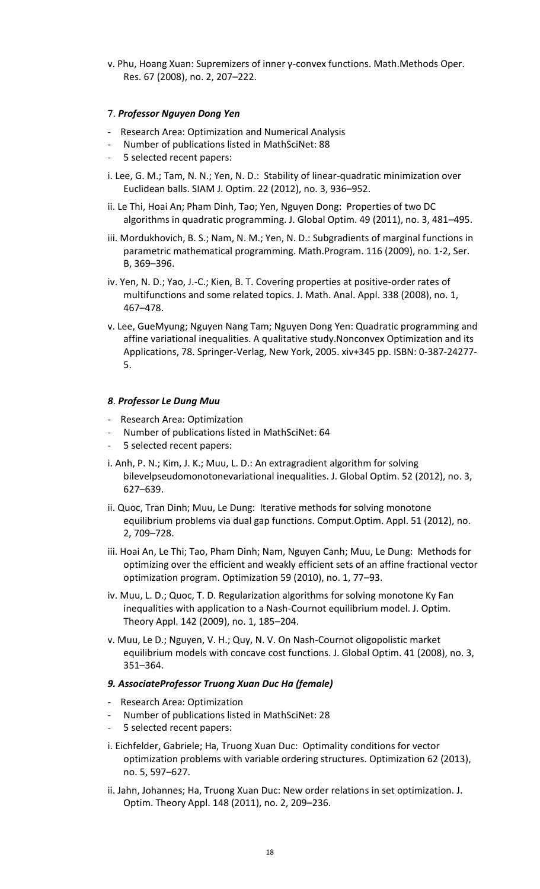v. Phu, Hoang Xuan: Supremizers of inner γ-convex functions. Math.Methods Oper. Res. 67 (2008), no. 2, 207–222.

7. ***Professor Nguyen Dong Yen***

- Research Area: Optimization and Numerical Analysis
- Number of publications listed in MathSciNet: 88
- 5 selected recent papers:

i. Lee, G. M.; Tam, N. N.; Yen, N. D.: Stability of linear-quadratic minimization over Euclidean balls. SIAM J. Optim. 22 (2012), no. 3, 936–952.

ii. Le Thi, Hoai An; Pham Dinh, Tao; Yen, Nguyen Dong: Properties of two DC algorithms in quadratic programming. J. Global Optim. 49 (2011), no. 3, 481–495.

iii. Mordukhovich, B. S.; Nam, N. M.; Yen, N. D.: Subgradients of marginal functions in parametric mathematical programming. Math.Program. 116 (2009), no. 1-2, Ser. B, 369–396.

iv. Yen, N. D.; Yao, J.-C.; Kien, B. T. Covering properties at positive-order rates of multifunctions and some related topics. J. Math. Anal. Appl. 338 (2008), no. 1, 467–478.

v. Lee, GueMyung; Nguyen Nang Tam; Nguyen Dong Yen: Quadratic programming and affine variational inequalities. A qualitative study.Nonconvex Optimization and its Applications, 78. Springer-Verlag, New York, 2005. xiv+345 pp. ISBN: 0-387-24277-5.

***8*. *Professor Le Dung Muu***

- Research Area: Optimization
- Number of publications listed in MathSciNet: 64
- 5 selected recent papers:

i. Anh, P. N.; Kim, J. K.; Muu, L. D.: An extragradient algorithm for solving bilevelpseudomonotonevariational inequalities. J. Global Optim. 52 (2012), no. 3, 627–639.

ii. Quoc, Tran Dinh; Muu, Le Dung: Iterative methods for solving monotone equilibrium problems via dual gap functions. Comput.Optim. Appl. 51 (2012), no. 2, 709–728.

iii. Hoai An, Le Thi; Tao, Pham Dinh; Nam, Nguyen Canh; Muu, Le Dung: Methods for optimizing over the efficient and weakly efficient sets of an affine fractional vector optimization program. Optimization 59 (2010), no. 1, 77–93.

iv. Muu, L. D.; Quoc, T. D. Regularization algorithms for solving monotone Ky Fan inequalities with application to a Nash-Cournot equilibrium model. J. Optim. Theory Appl. 142 (2009), no. 1, 185–204.

v. Muu, Le D.; Nguyen, V. H.; Quy, N. V. On Nash-Cournot oligopolistic market equilibrium models with concave cost functions. J. Global Optim. 41 (2008), no. 3, 351–364.

***9. AssociateProfessor Truong Xuan Duc Ha (female)***

- Research Area: Optimization
- Number of publications listed in MathSciNet: 28
- 5 selected recent papers:

i. Eichfelder, Gabriele; Ha, Truong Xuan Duc: Optimality conditions for vector optimization problems with variable ordering structures. Optimization 62 (2013), no. 5, 597–627.

ii. Jahn, Johannes; Ha, Truong Xuan Duc: New order relations in set optimization. J. Optim. Theory Appl. 148 (2011), no. 2, 209–236.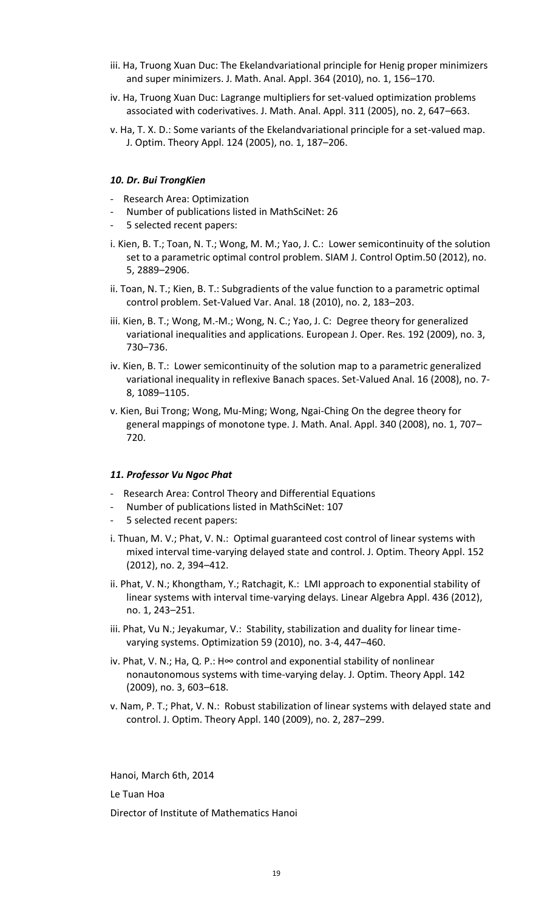iii. Ha, Truong Xuan Duc: The Ekelandvariational principle for Henig proper minimizers and super minimizers. J. Math. Anal. Appl. 364 (2010), no. 1, 156–170.

iv. Ha, Truong Xuan Duc: Lagrange multipliers for set-valued optimization problems associated with coderivatives. J. Math. Anal. Appl. 311 (2005), no. 2, 647–663.

v. Ha, T. X. D.: Some variants of the Ekelandvariational principle for a set-valued map. J. Optim. Theory Appl. 124 (2005), no. 1, 187–206.

### *10. Dr. Bui TrongKien*

- Research Area: Optimization
- Number of publications listed in MathSciNet: 26
- 5 selected recent papers:

i. Kien, B. T.; Toan, N. T.; Wong, M. M.; Yao, J. C.: Lower semicontinuity of the solution set to a parametric optimal control problem. SIAM J. Control Optim.50 (2012), no. 5, 2889–2906.

ii. Toan, N. T.; Kien, B. T.: Subgradients of the value function to a parametric optimal control problem. Set-Valued Var. Anal. 18 (2010), no. 2, 183–203.

iii. Kien, B. T.; Wong, M.-M.; Wong, N. C.; Yao, J. C: Degree theory for generalized variational inequalities and applications. European J. Oper. Res. 192 (2009), no. 3, 730–736.

iv. Kien, B. T.: Lower semicontinuity of the solution map to a parametric generalized variational inequality in reflexive Banach spaces. Set-Valued Anal. 16 (2008), no. 7-8, 1089–1105.

v. Kien, Bui Trong; Wong, Mu-Ming; Wong, Ngai-Ching On the degree theory for general mappings of monotone type. J. Math. Anal. Appl. 340 (2008), no. 1, 707–720.

### *11. Professor Vu Ngoc Phat*

- Research Area: Control Theory and Differential Equations
- Number of publications listed in MathSciNet: 107
- 5 selected recent papers:

i. Thuan, M. V.; Phat, V. N.: Optimal guaranteed cost control of linear systems with mixed interval time-varying delayed state and control. J. Optim. Theory Appl. 152 (2012), no. 2, 394–412.

ii. Phat, V. N.; Khongtham, Y.; Ratchagit, K.: LMI approach to exponential stability of linear systems with interval time-varying delays. Linear Algebra Appl. 436 (2012), no. 1, 243–251.

iii. Phat, Vu N.; Jeyakumar, V.: Stability, stabilization and duality for linear time-varying systems. Optimization 59 (2010), no. 3-4, 447–460.

iv. Phat, V. N.; Ha, Q. P.: $H_\infty$ control and exponential stability of nonlinear nonautonomous systems with time-varying delay. J. Optim. Theory Appl. 142 (2009), no. 3, 603–618.

v. Nam, P. T.; Phat, V. N.: Robust stabilization of linear systems with delayed state and control. J. Optim. Theory Appl. 140 (2009), no. 2, 287–299.

Hanoi, March 6th, 2014

Le Tuan Hoa

Director of Institute of Mathematics Hanoi